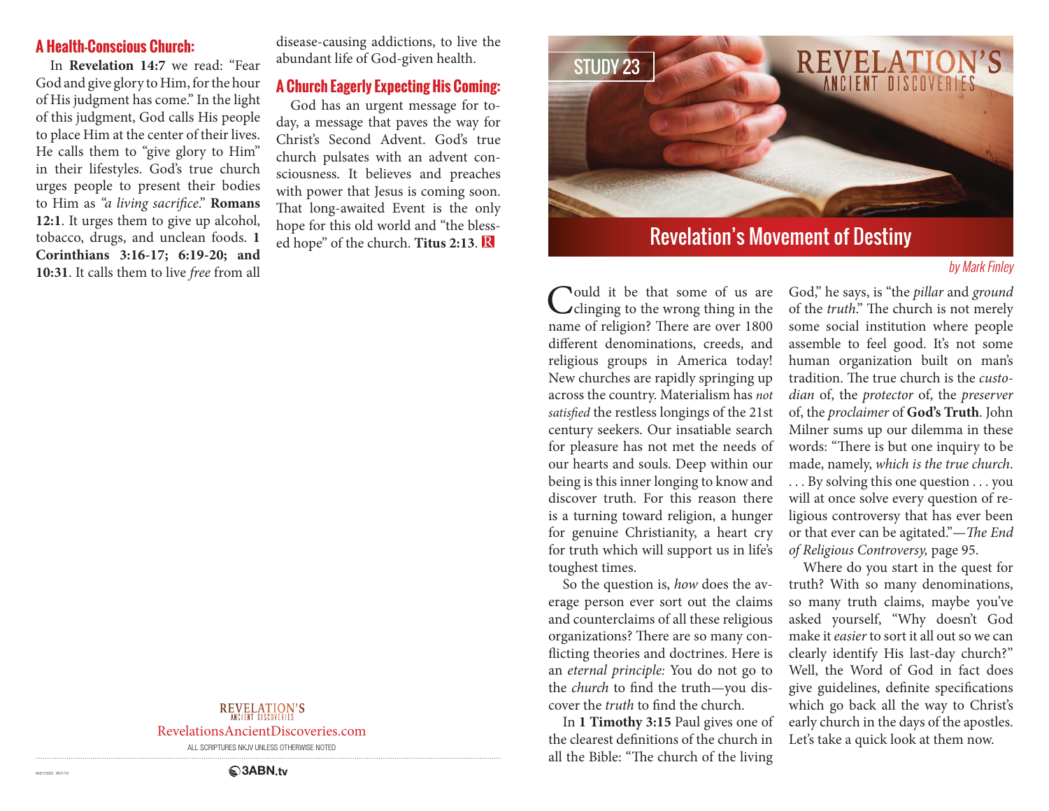## A Health-Conscious Church:

In **Revelation 14:7** we read: "Fear God and give glory to Him, for the hour of His judgment has come." In the light of this judgment, God calls His people to place Him at the center of their lives. He calls them to "give glory to Him" in their lifestyles. God's true church urges people to present their bodies to Him as *"a living sacrifice."* **Romans 12:1**. It urges them to give up alcohol, tobacco, drugs, and unclean foods. **1 Corinthians 3:16-17; 6:19-20; and 10:31**. It calls them to live *free* from all disease-causing addictions, to live the abundant life of God-given health.

## A Church Eagerly Expecting His Coming:

God has an urgent message for today, a message that paves the way for Christ's Second Advent. God's true church pulsates with an advent consciousness. It believes and preaches with power that Jesus is coming soon. That long-awaited Event is the only hope for this old world and "the blessed hope" of the church. **Titus 2:13**. R

REVELATION'S ANCIENT DISCOVERIES

RevelationsAncientDiscoveries.com

ALL SCRIPTURES NKJV UNLESS OTHERWISE NOTED

3ABN.tv

STUDY 23

REVELATION'S ANCIENT DISCOVERIES

# Revelation's Movement of Destiny

*by Mark Finley*

Could it be that some of us are clinging to the wrong thing in the name of religion? There are over 1800 different denominations, creeds, and religious groups in America today! New churches are rapidly springing up across the country. Materialism has *not satisfied* the restless longings of the 21st century seekers. Our insatiable search for pleasure has not met the needs of our hearts and souls. Deep within our being is this inner longing to know and discover truth. For this reason there is a turning toward religion, a hunger for genuine Christianity, a heart cry for truth which will support us in life's toughest times.

So the question is, *how* does the average person ever sort out the claims and counterclaims of all these religious organizations? There are so many conflicting theories and doctrines. Here is an *eternal principle:* You do not go to the *church* to find the truth—you discover the *truth* to find the church.

In **1 Timothy 3:15** Paul gives one of the clearest definitions of the church in all the Bible: "The church of the living God," he says, is "the *pillar* and *ground* of the *truth*." The church is not merely some social institution where people assemble to feel good. It's not some human organization built on man's tradition. The true church is the *custodian* of, the *protector* of, the *preserver* of, the *proclaimer* of **God's Truth**. John Milner sums up our dilemma in these words: "There is but one inquiry to be made, namely, *which is the true church*. . . . By solving this one question . . . you will at once solve every question of religious controversy that has ever been or that ever can be agitated."—*The End of Religious Controversy,* page 95.

Where do you start in the quest for truth? With so many denominations, so many truth claims, maybe you've asked yourself, "Why doesn't God make it *easier* to sort it all out so we can clearly identify His last-day church?" Well, the Word of God in fact does give guidelines, definite specifications which go back all the way to Christ's early church in the days of the apostles. Let's take a quick look at them now.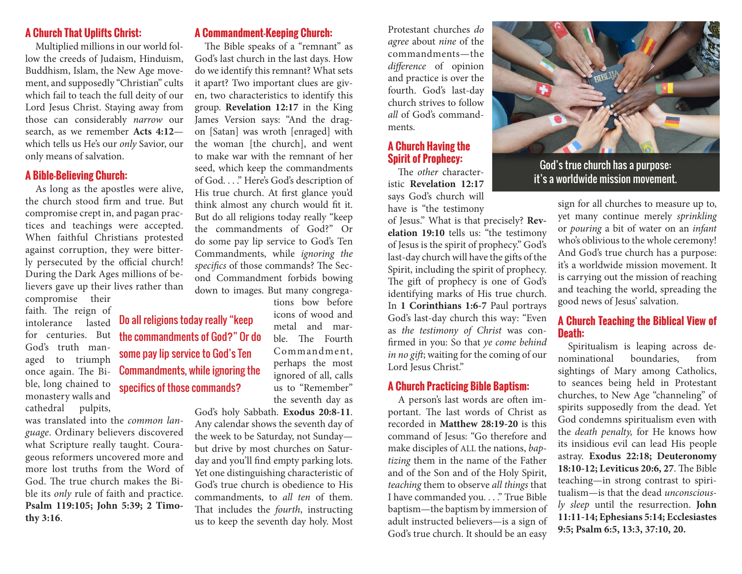## A Church That Uplifts Christ:

Multiplied millions in our world follow the creeds of Judaism, Hinduism, Buddhism, Islam, the New Age movement, and supposedly "Christian" cults which fail to teach the full deity of our Lord Jesus Christ. Staying away from those can considerably *narrow* our search, as we remember **Acts 4:12**—which tells us He's our *only* Savior, our only means of salvation.

## A Bible-Believing Church:

As long as the apostles were alive, the church stood firm and true. But compromise crept in, and pagan practices and teachings were accepted. When faithful Christians protested against corruption, they were bitterly persecuted by the official church! During the Dark Ages millions of believers gave up their lives rather than compromise their faith. The reign of intolerance lasted for centuries. But God's truth managed to triumph once again. The Bible, long chained to monastery walls and cathedral pulpits, was translated into the *common language*. Ordinary believers discovered what Scripture really taught. Courageous reformers uncovered more and more lost truths from the Word of God. The true church makes the Bible its *only* rule of faith and practice. **Psalm 119:105; John 5:39; 2 Timothy 3:16**.

## A Commandment-Keeping Church:

The Bible speaks of a "remnant" as God's last church in the last days. How do we identify this remnant? What sets it apart? Two important clues are given, two characteristics to identify this group. **Revelation 12:17** in the King James Version says: "And the dragon [Satan] was wroth [enraged] with the woman [the church], and went to make war with the remnant of her seed, which keep the commandments of God. . . ." Here's God's description of His true church. At first glance you'd think almost any church would fit it. But do all religions today really "keep the commandments of God?" Or do some pay lip service to God's Ten Commandments, while *ignoring the specifics* of those commands? The Second Commandment forbids bowing down to images. But many congregations bow before icons of wood and metal and marble. The Fourth Commandment, perhaps the most ignored of all, calls us to "Remember" the seventh day as God's holy Sabbath. **Exodus 20:8-11**. Any calendar shows the seventh day of the week to be Saturday, not Sunday—but drive by most churches on Saturday and you'll find empty parking lots. Yet one distinguishing characteristic of God's true church is obedience to His commandments, to *all ten* of them. That includes the *fourth*, instructing us to keep the seventh day holy. Most Protestant churches *do agree* about *nine* of the commandments—the *difference* of opinion and practice is over the fourth. God's last-day church strives to follow *all* of God's commandments.

> Do all religions today really "keep the commandments of God?" Or do some pay lip service to God's Ten Commandments, while ignoring the specifics of those commands?

## A Church Having the Spirit of Prophecy:

The *other* characteristic **Revelation 12:17** says God's church will have is "the testimony of Jesus." What is that precisely? **Revelation 19:10** tells us: "the testimony of Jesus is the spirit of prophecy." God's last-day church will have the gifts of the Spirit, including the spirit of prophecy. The gift of prophecy is one of God's identifying marks of His true church. In **1 Corinthians 1:6-7** Paul portrays God's last-day church this way: "Even as *the testimony of Christ* was confirmed in you: So that *ye come behind in no gift*; waiting for the coming of our Lord Jesus Christ."

## A Church Practicing Bible Baptism:

A person's last words are often important. The last words of Christ as recorded in **Matthew 28:19-20** is this command of Jesus: "Go therefore and make disciples of ALL the nations, *baptizing* them in the name of the Father and of the Son and of the Holy Spirit, *teaching* them to observe *all things* that I have commanded you. . . ." True Bible baptism—the baptism by immersion of adult instructed believers—is a sign of God's true church. It should be an easy sign for all churches to measure up to, yet many continue merely *sprinkling* or *pouring* a bit of water on an *infant* who's oblivious to the whole ceremony! And God's true church has a purpose: it's a worldwide mission movement. It is carrying out the mission of reaching and teaching the world, spreading the good news of Jesus' salvation.

God's true church has a purpose: it's a worldwide mission movement.

## A Church Teaching the Biblical View of Death:

Spiritualism is leaping across denominational boundaries, from sightings of Mary among Catholics, to seances being held in Protestant churches, to New Age "channeling" of spirits supposedly from the dead. Yet God condemns spiritualism even with the *death penalty,* for He knows how its insidious evil can lead His people astray. **Exodus 22:18; Deuteronomy 18:10-12; Leviticus 20:6, 27**. The Bible teaching—in strong contrast to spiritualism—is that the dead *unconsciously sleep* until the resurrection. **John 11:11-14; Ephesians 5:14; Ecclesiastes 9:5; Psalm 6:5, 13:3, 37:10, 20.**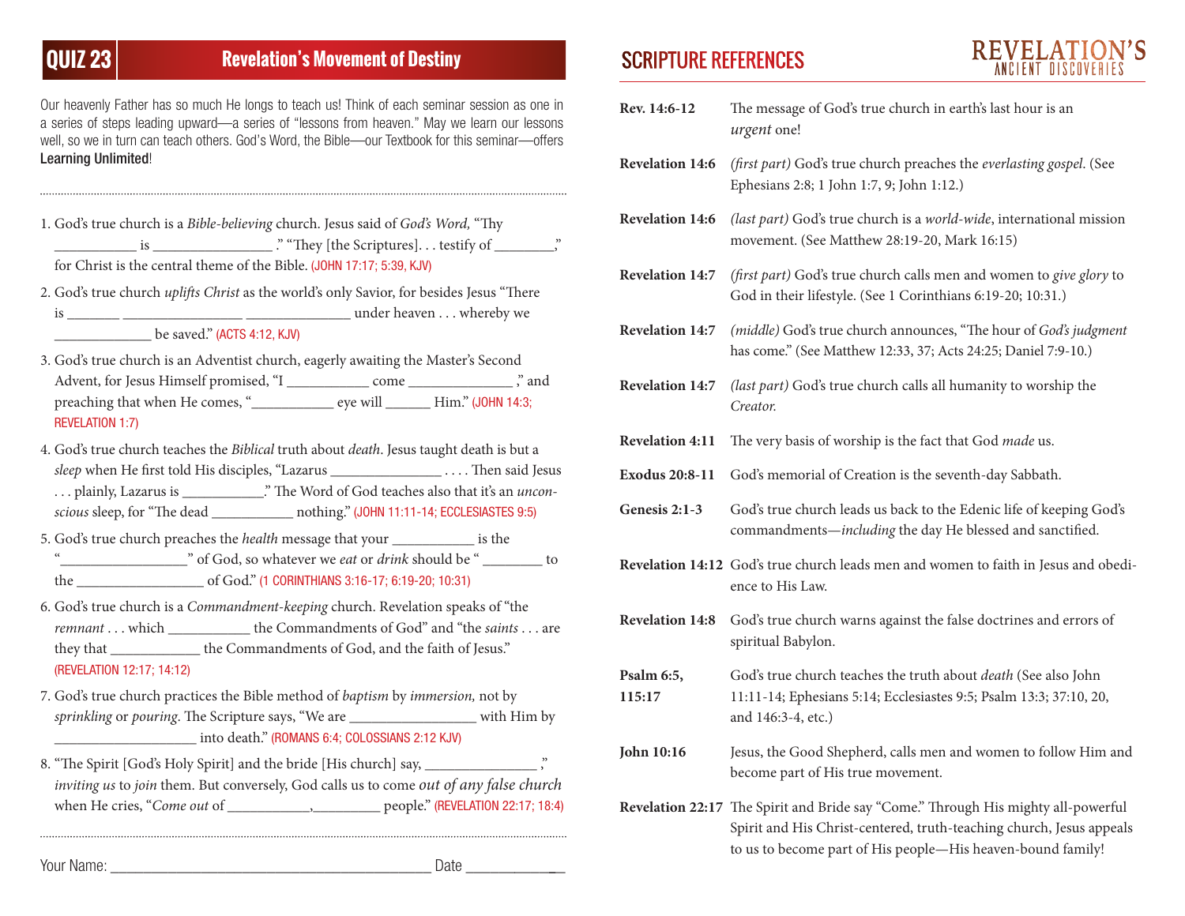## QUIZ 23 Revelation's Movement of Destiny

Our heavenly Father has so much He longs to teach us! Think of each seminar session as one in a series of steps leading upward—a series of "lessons from heaven." May we learn our lessons well, so we in turn can teach others. God's Word, the Bible—our Textbook for this seminar—offers **Learning Unlimited**!

1. God's true church is a *Bible-believing* church. Jesus said of *God's Word,* "Thy ___________ is ________________." "They [the Scriptures]. . . testify of ________," for Christ is the central theme of the Bible. (JOHN 17:17; 5:39, KJV)
2. God's true church *uplifts Christ* as the world's only Savior, for besides Jesus "There is _______ ________________ ______________ under heaven . . . whereby we _____________ be saved." (ACTS 4:12, KJV)
3. God's true church is an Adventist church, eagerly awaiting the Master's Second Advent, for Jesus Himself promised, "I ___________ come ______________," and preaching that when He comes, "___________ eye will ______ Him." (JOHN 14:3; REVELATION 1:7)
4. God's true church teaches the *Biblical* truth about *death*. Jesus taught death is but a *sleep* when He first told His disciples, "Lazarus _______________ . . . . Then said Jesus . . . plainly, Lazarus is ___________." The Word of God teaches also that it's an *unconscious* sleep, for "The dead ___________ nothing." (JOHN 11:11-14; ECCLESIASTES 9:5)
5. God's true church preaches the *health* message that your ___________ is the "_________________" of God, so whatever we *eat* or *drink* should be "________ to the _________________ of God." (1 CORINTHIANS 3:16-17; 6:19-20; 10:31)
6. God's true church is a *Commandment-keeping* church. Revelation speaks of "the *remnant* . . . which ___________ the Commandments of God" and "the *saints* . . . are they that ____________ the Commandments of God, and the faith of Jesus." (REVELATION 12:17; 14:12)
7. God's true church practices the Bible method of *baptism* by *immersion,* not by *sprinkling* or *pouring*. The Scripture says, "We are _________________ with Him by ___________________ into death." (ROMANS 6:4; COLOSSIANS 2:12 KJV)
8. "The Spirit [God's Holy Spirit] and the bride [His church] say, ______________," *inviting us* to *join* them. But conversely, God calls us to come *out of any false church* when He cries, "*Come out* of ___________,_________ people." (REVELATION 22:17; 18:4)

Your Name: ___________________________________________ Date _____________

## SCRIPTURE REFERENCES

| | |
|---|---|
| **Rev. 14:6-12** | The message of God's true church in earth's last hour is an *urgent* one! |
| **Revelation 14:6** | *(first part)* God's true church preaches the *everlasting gospel*. (See Ephesians 2:8; 1 John 1:7, 9; John 1:12.) |
| **Revelation 14:6** | *(last part)* God's true church is a *world-wide*, international mission movement. (See Matthew 28:19-20, Mark 16:15) |
| **Revelation 14:7** | *(first part)* God's true church calls men and women to *give glory* to God in their lifestyle. (See 1 Corinthians 6:19-20; 10:31.) |
| **Revelation 14:7** | *(middle)* God's true church announces, "The hour of *God's judgment* has come." (See Matthew 12:33, 37; Acts 24:25; Daniel 7:9-10.) |
| **Revelation 14:7** | *(last part)* God's true church calls all humanity to worship the *Creator.* |
| **Revelation 4:11** | The very basis of worship is the fact that God *made* us. |
| **Exodus 20:8-11** | God's memorial of Creation is the seventh-day Sabbath. |
| **Genesis 2:1-3** | God's true church leads us back to the Edenic life of keeping God's commandments—*including* the day He blessed and sanctified. |
| **Revelation 14:12** | God's true church leads men and women to faith in Jesus and obedience to His Law. |
| **Revelation 14:8** | God's true church warns against the false doctrines and errors of spiritual Babylon. |
| **Psalm 6:5, 115:17** | God's true church teaches the truth about *death* (See also John 11:11-14; Ephesians 5:14; Ecclesiastes 9:5; Psalm 13:3; 37:10, 20, and 146:3-4, etc.) |
| **John 10:16** | Jesus, the Good Shepherd, calls men and women to follow Him and become part of His true movement. |
| **Revelation 22:17** | The Spirit and Bride say "Come." Through His mighty all-powerful Spirit and His Christ-centered, truth-teaching church, Jesus appeals to us to become part of His people—His heaven-bound family! |